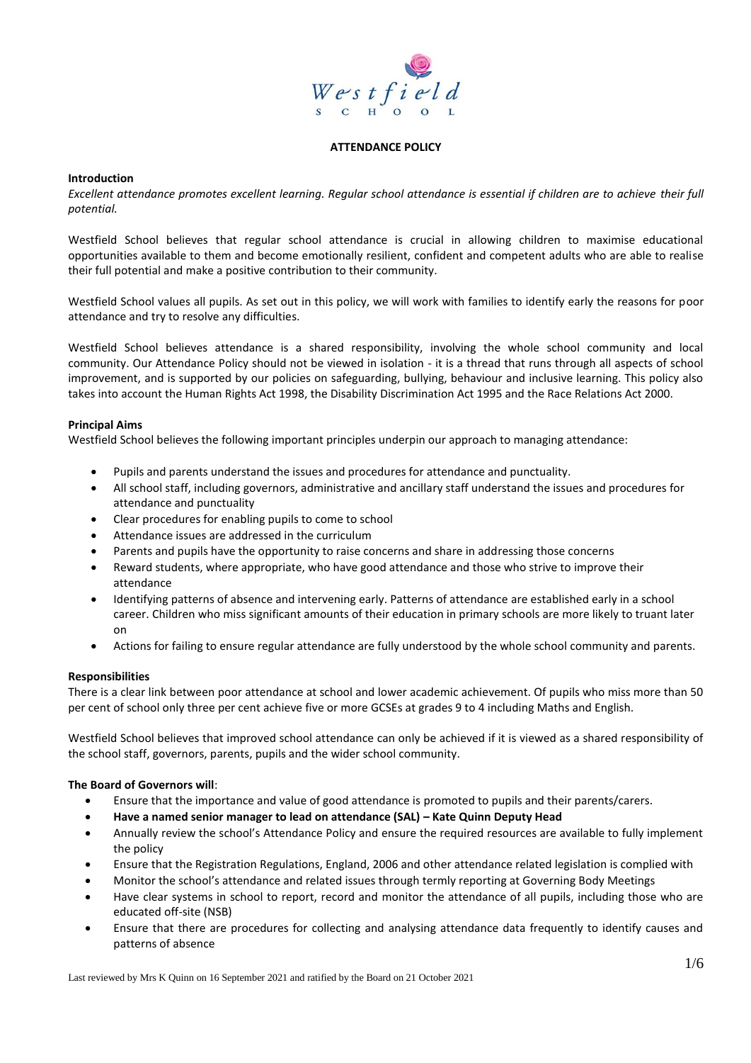# ATTENDANCE POLICY

## Introduction

*Excellent attendance promotes excellent learning. Regular school attendance is essential if children are to achieve their full potential.*

Westfield School believes that regular school attendance is crucial in allowing children to maximise educational opportunities available to them and become emotionally resilient, confident and competent adults who are able to realise their full potential and make a positive contribution to their community.

Westfield School values all pupils. As set out in this policy, we will work with families to identify early the reasons for poor attendance and try to resolve any difficulties.

Westfield School believes attendance is a shared responsibility, involving the whole school community and local community. Our Attendance Policy should not be viewed in isolation - it is a thread that runs through all aspects of school improvement, and is supported by our policies on safeguarding, bullying, behaviour and inclusive learning. This policy also takes into account the Human Rights Act 1998, the Disability Discrimination Act 1995 and the Race Relations Act 2000.

## Principal Aims

Westfield School believes the following important principles underpin our approach to managing attendance:

- Pupils and parents understand the issues and procedures for attendance and punctuality.
- All school staff, including governors, administrative and ancillary staff understand the issues and procedures for attendance and punctuality
- Clear procedures for enabling pupils to come to school
- Attendance issues are addressed in the curriculum
- Parents and pupils have the opportunity to raise concerns and share in addressing those concerns
- Reward students, where appropriate, who have good attendance and those who strive to improve their attendance
- Identifying patterns of absence and intervening early. Patterns of attendance are established early in a school career. Children who miss significant amounts of their education in primary schools are more likely to truant later on
- Actions for failing to ensure regular attendance are fully understood by the whole school community and parents.

## Responsibilities

There is a clear link between poor attendance at school and lower academic achievement. Of pupils who miss more than 50 per cent of school only three per cent achieve five or more GCSEs at grades 9 to 4 including Maths and English.

Westfield School believes that improved school attendance can only be achieved if it is viewed as a shared responsibility of the school staff, governors, parents, pupils and the wider school community.

### The Board of Governors will:

- Ensure that the importance and value of good attendance is promoted to pupils and their parents/carers.
- **Have a named senior manager to lead on attendance (SAL) – Kate Quinn Deputy Head**
- Annually review the school's Attendance Policy and ensure the required resources are available to fully implement the policy
- Ensure that the Registration Regulations, England, 2006 and other attendance related legislation is complied with
- Monitor the school's attendance and related issues through termly reporting at Governing Body Meetings
- Have clear systems in school to report, record and monitor the attendance of all pupils, including those who are educated off-site (NSB)
- Ensure that there are procedures for collecting and analysing attendance data frequently to identify causes and patterns of absence

Last reviewed by Mrs K Quinn on 16 September 2021 and ratified by the Board on 21 October 2021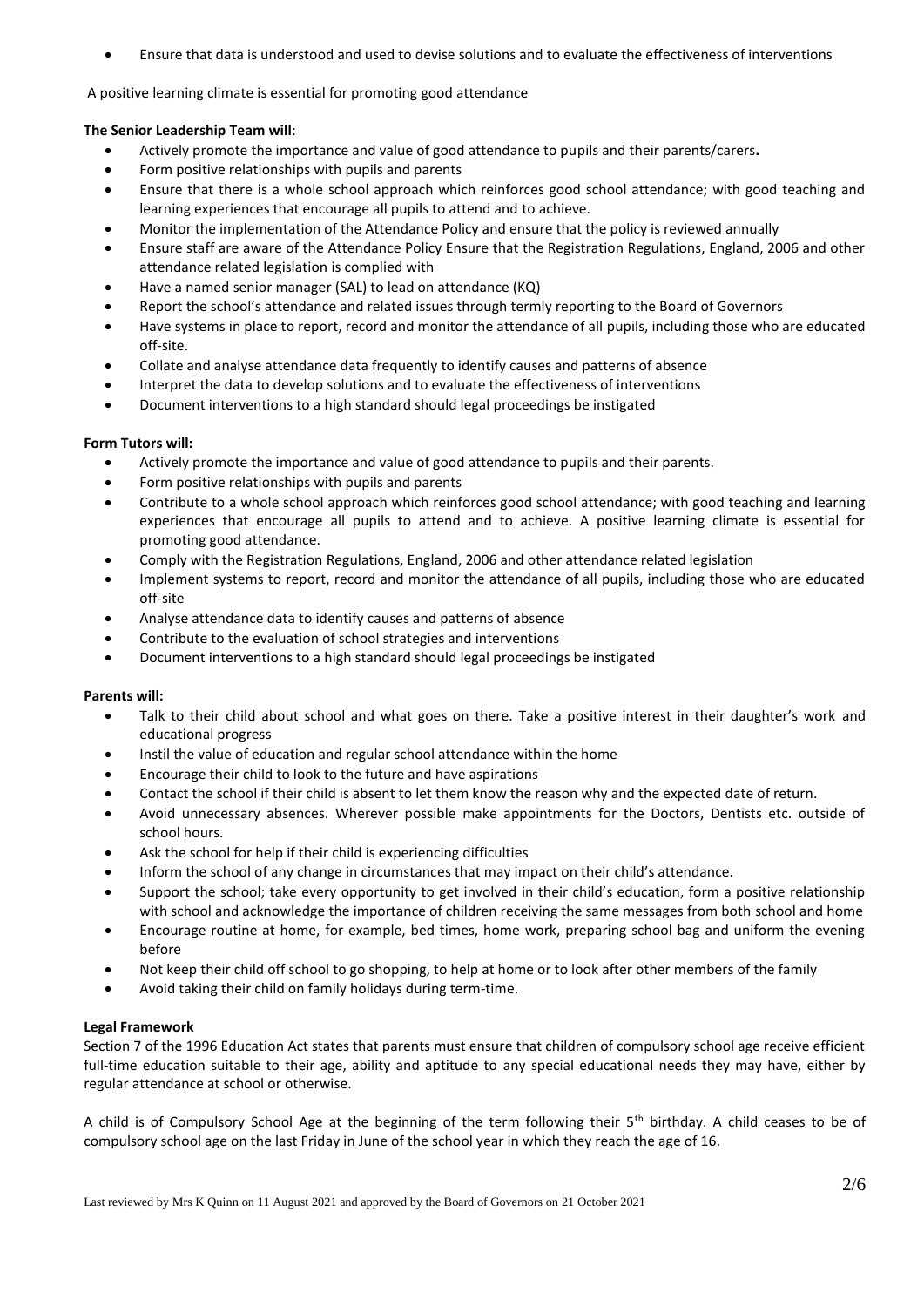- Ensure that data is understood and used to devise solutions and to evaluate the effectiveness of interventions

A positive learning climate is essential for promoting good attendance

**The Senior Leadership Team will**:

- Actively promote the importance and value of good attendance to pupils and their parents/carers**.**
- Form positive relationships with pupils and parents
- Ensure that there is a whole school approach which reinforces good school attendance; with good teaching and learning experiences that encourage all pupils to attend and to achieve.
- Monitor the implementation of the Attendance Policy and ensure that the policy is reviewed annually
- Ensure staff are aware of the Attendance Policy Ensure that the Registration Regulations, England, 2006 and other attendance related legislation is complied with
- Have a named senior manager (SAL) to lead on attendance (KQ)
- Report the school's attendance and related issues through termly reporting to the Board of Governors
- Have systems in place to report, record and monitor the attendance of all pupils, including those who are educated off-site.
- Collate and analyse attendance data frequently to identify causes and patterns of absence
- Interpret the data to develop solutions and to evaluate the effectiveness of interventions
- Document interventions to a high standard should legal proceedings be instigated

**Form Tutors will:**

- Actively promote the importance and value of good attendance to pupils and their parents.
- Form positive relationships with pupils and parents
- Contribute to a whole school approach which reinforces good school attendance; with good teaching and learning experiences that encourage all pupils to attend and to achieve. A positive learning climate is essential for promoting good attendance.
- Comply with the Registration Regulations, England, 2006 and other attendance related legislation
- Implement systems to report, record and monitor the attendance of all pupils, including those who are educated off-site
- Analyse attendance data to identify causes and patterns of absence
- Contribute to the evaluation of school strategies and interventions
- Document interventions to a high standard should legal proceedings be instigated

**Parents will:**

- Talk to their child about school and what goes on there. Take a positive interest in their daughter's work and educational progress
- Instil the value of education and regular school attendance within the home
- Encourage their child to look to the future and have aspirations
- Contact the school if their child is absent to let them know the reason why and the expected date of return.
- Avoid unnecessary absences. Wherever possible make appointments for the Doctors, Dentists etc. outside of school hours.
- Ask the school for help if their child is experiencing difficulties
- Inform the school of any change in circumstances that may impact on their child's attendance.
- Support the school; take every opportunity to get involved in their child's education, form a positive relationship with school and acknowledge the importance of children receiving the same messages from both school and home
- Encourage routine at home, for example, bed times, home work, preparing school bag and uniform the evening before
- Not keep their child off school to go shopping, to help at home or to look after other members of the family
- Avoid taking their child on family holidays during term-time.

**Legal Framework**

Section 7 of the 1996 Education Act states that parents must ensure that children of compulsory school age receive efficient full-time education suitable to their age, ability and aptitude to any special educational needs they may have, either by regular attendance at school or otherwise.

A child is of Compulsory School Age at the beginning of the term following their 5th birthday. A child ceases to be of compulsory school age on the last Friday in June of the school year in which they reach the age of 16.

Last reviewed by Mrs K Quinn on 11 August 2021 and approved by the Board of Governors on 21 October 2021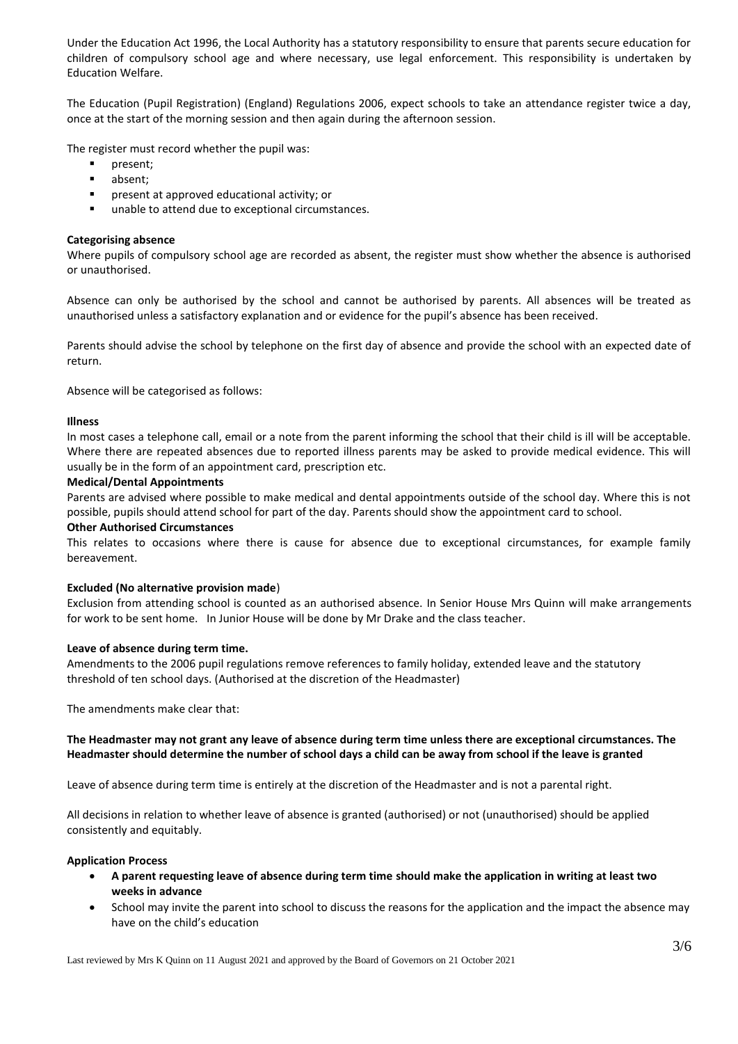Under the Education Act 1996, the Local Authority has a statutory responsibility to ensure that parents secure education for children of compulsory school age and where necessary, use legal enforcement. This responsibility is undertaken by Education Welfare.

The Education (Pupil Registration) (England) Regulations 2006, expect schools to take an attendance register twice a day, once at the start of the morning session and then again during the afternoon session.

The register must record whether the pupil was:

- present;
- absent;
- present at approved educational activity; or
- unable to attend due to exceptional circumstances.

**Categorising absence**
Where pupils of compulsory school age are recorded as absent, the register must show whether the absence is authorised or unauthorised.

Absence can only be authorised by the school and cannot be authorised by parents. All absences will be treated as unauthorised unless a satisfactory explanation and or evidence for the pupil's absence has been received.

Parents should advise the school by telephone on the first day of absence and provide the school with an expected date of return.

Absence will be categorised as follows:

**Illness**
In most cases a telephone call, email or a note from the parent informing the school that their child is ill will be acceptable. Where there are repeated absences due to reported illness parents may be asked to provide medical evidence. This will usually be in the form of an appointment card, prescription etc.

**Medical/Dental Appointments**
Parents are advised where possible to make medical and dental appointments outside of the school day. Where this is not possible, pupils should attend school for part of the day. Parents should show the appointment card to school.

**Other Authorised Circumstances**
This relates to occasions where there is cause for absence due to exceptional circumstances, for example family bereavement.

**Excluded (No alternative provision made**)
Exclusion from attending school is counted as an authorised absence. In Senior House Mrs Quinn will make arrangements for work to be sent home. In Junior House will be done by Mr Drake and the class teacher.

**Leave of absence during term time.**
Amendments to the 2006 pupil regulations remove references to family holiday, extended leave and the statutory threshold of ten school days. (Authorised at the discretion of the Headmaster)

The amendments make clear that:

**The Headmaster may not grant any leave of absence during term time unless there are exceptional circumstances. The Headmaster should determine the number of school days a child can be away from school if the leave is granted**

Leave of absence during term time is entirely at the discretion of the Headmaster and is not a parental right.

All decisions in relation to whether leave of absence is granted (authorised) or not (unauthorised) should be applied consistently and equitably.

**Application Process**

- **A parent requesting leave of absence during term time should make the application in writing at least two weeks in advance**
- School may invite the parent into school to discuss the reasons for the application and the impact the absence may have on the child's education

Last reviewed by Mrs K Quinn on 11 August 2021 and approved by the Board of Governors on 21 October 2021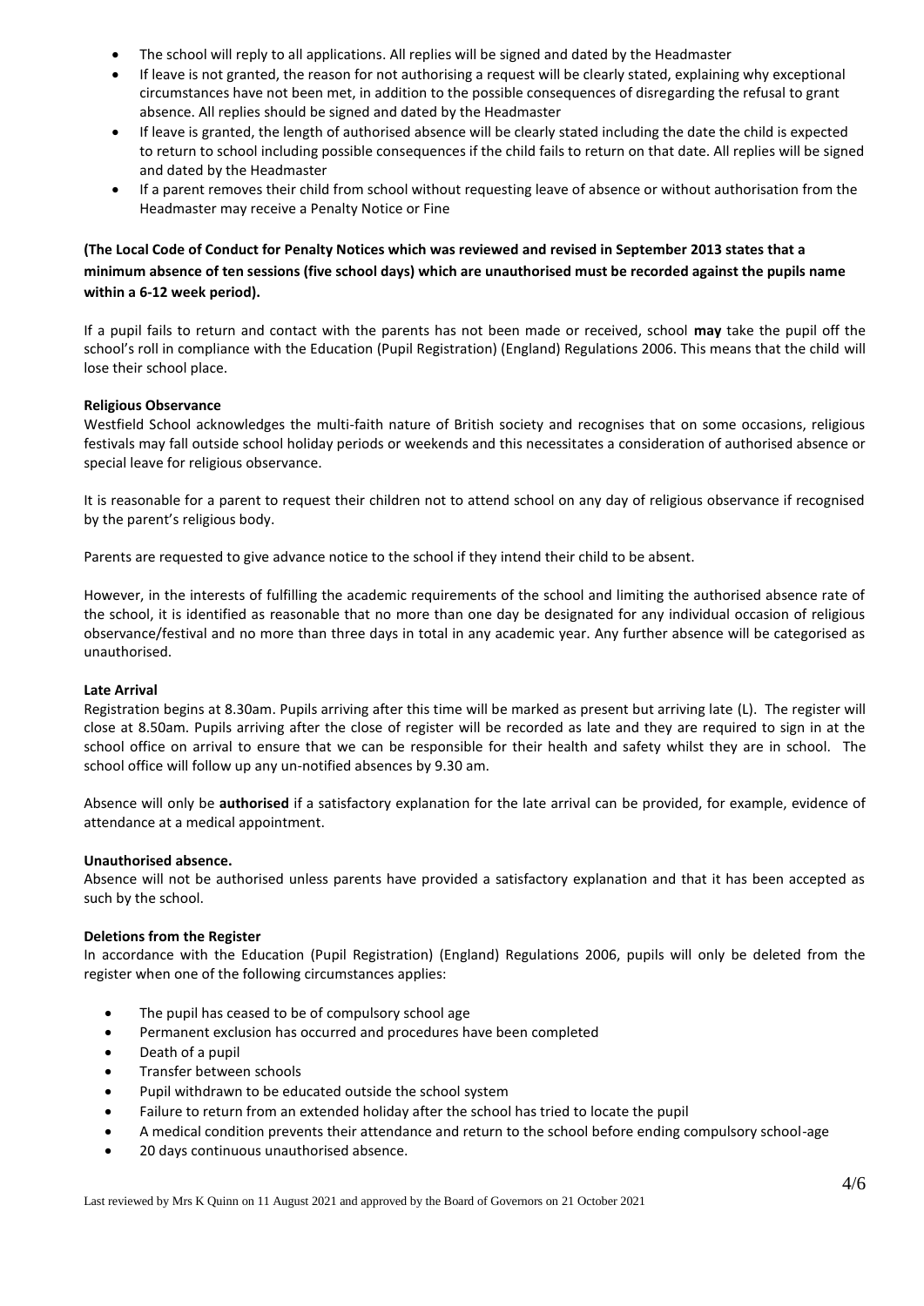- The school will reply to all applications. All replies will be signed and dated by the Headmaster
- If leave is not granted, the reason for not authorising a request will be clearly stated, explaining why exceptional circumstances have not been met, in addition to the possible consequences of disregarding the refusal to grant absence. All replies should be signed and dated by the Headmaster
- If leave is granted, the length of authorised absence will be clearly stated including the date the child is expected to return to school including possible consequences if the child fails to return on that date. All replies will be signed and dated by the Headmaster
- If a parent removes their child from school without requesting leave of absence or without authorisation from the Headmaster may receive a Penalty Notice or Fine

**(The Local Code of Conduct for Penalty Notices which was reviewed and revised in September 2013 states that a minimum absence of ten sessions (five school days) which are unauthorised must be recorded against the pupils name within a 6-12 week period).**

If a pupil fails to return and contact with the parents has not been made or received, school **may** take the pupil off the school's roll in compliance with the Education (Pupil Registration) (England) Regulations 2006. This means that the child will lose their school place.

**Religious Observance**

Westfield School acknowledges the multi-faith nature of British society and recognises that on some occasions, religious festivals may fall outside school holiday periods or weekends and this necessitates a consideration of authorised absence or special leave for religious observance.

It is reasonable for a parent to request their children not to attend school on any day of religious observance if recognised by the parent's religious body.

Parents are requested to give advance notice to the school if they intend their child to be absent.

However, in the interests of fulfilling the academic requirements of the school and limiting the authorised absence rate of the school, it is identified as reasonable that no more than one day be designated for any individual occasion of religious observance/festival and no more than three days in total in any academic year. Any further absence will be categorised as unauthorised.

**Late Arrival**

Registration begins at 8.30am. Pupils arriving after this time will be marked as present but arriving late (L). The register will close at 8.50am. Pupils arriving after the close of register will be recorded as late and they are required to sign in at the school office on arrival to ensure that we can be responsible for their health and safety whilst they are in school. The school office will follow up any un-notified absences by 9.30 am.

Absence will only be **authorised** if a satisfactory explanation for the late arrival can be provided, for example, evidence of attendance at a medical appointment.

**Unauthorised absence.**

Absence will not be authorised unless parents have provided a satisfactory explanation and that it has been accepted as such by the school.

**Deletions from the Register**

In accordance with the Education (Pupil Registration) (England) Regulations 2006, pupils will only be deleted from the register when one of the following circumstances applies:

- The pupil has ceased to be of compulsory school age
- Permanent exclusion has occurred and procedures have been completed
- Death of a pupil
- Transfer between schools
- Pupil withdrawn to be educated outside the school system
- Failure to return from an extended holiday after the school has tried to locate the pupil
- A medical condition prevents their attendance and return to the school before ending compulsory school-age
- 20 days continuous unauthorised absence.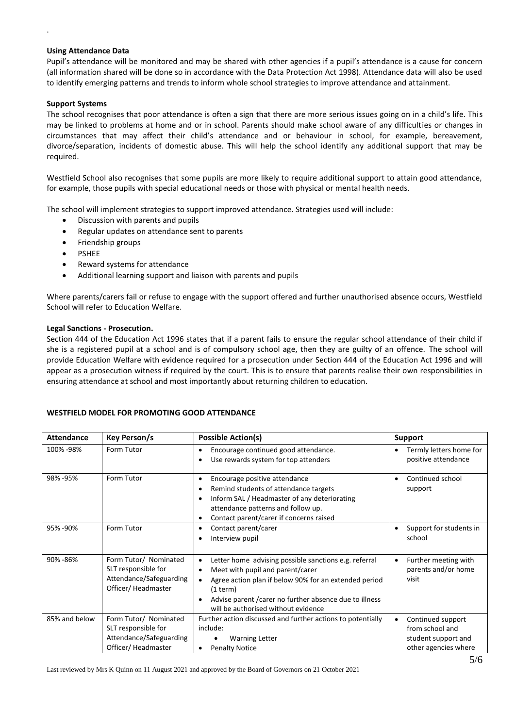.

**Using Attendance Data**

Pupil's attendance will be monitored and may be shared with other agencies if a pupil's attendance is a cause for concern (all information shared will be done so in accordance with the Data Protection Act 1998). Attendance data will also be used to identify emerging patterns and trends to inform whole school strategies to improve attendance and attainment.

**Support Systems**

The school recognises that poor attendance is often a sign that there are more serious issues going on in a child's life. This may be linked to problems at home and or in school. Parents should make school aware of any difficulties or changes in circumstances that may affect their child's attendance and or behaviour in school, for example, bereavement, divorce/separation, incidents of domestic abuse. This will help the school identify any additional support that may be required.

Westfield School also recognises that some pupils are more likely to require additional support to attain good attendance, for example, those pupils with special educational needs or those with physical or mental health needs.

The school will implement strategies to support improved attendance. Strategies used will include:

- Discussion with parents and pupils
- Regular updates on attendance sent to parents
- Friendship groups
- PSHEE
- Reward systems for attendance
- Additional learning support and liaison with parents and pupils

Where parents/carers fail or refuse to engage with the support offered and further unauthorised absence occurs, Westfield School will refer to Education Welfare.

**Legal Sanctions - Prosecution.**

Section 444 of the Education Act 1996 states that if a parent fails to ensure the regular school attendance of their child if she is a registered pupil at a school and is of compulsory school age, then they are guilty of an offence. The school will provide Education Welfare with evidence required for a prosecution under Section 444 of the Education Act 1996 and will appear as a prosecution witness if required by the court. This is to ensure that parents realise their own responsibilities in ensuring attendance at school and most importantly about returning children to education.

**WESTFIELD MODEL FOR PROMOTING GOOD ATTENDANCE**

| Attendance | Key Person/s | Possible Action(s) | Support |
|---|---|---|---|
| 100% -98% | Form Tutor | • Encourage continued good attendance.<br>• Use rewards system for top attenders | • Termly letters home for positive attendance |
| 98% -95% | Form Tutor | • Encourage positive attendance<br>• Remind students of attendance targets<br>• Inform SAL / Headmaster of any deteriorating attendance patterns and follow up.<br>• Contact parent/carer if concerns raised | • Continued school support |
| 95% -90% | Form Tutor | • Contact parent/carer<br>• Interview pupil | • Support for students in school |
| 90% -86% | Form Tutor/ Nominated SLT responsible for Attendance/Safeguarding Officer/ Headmaster | • Letter home advising possible sanctions e.g. referral<br>• Meet with pupil and parent/carer<br>• Agree action plan if below 90% for an extended period (1 term)<br>• Advise parent /carer no further absence due to illness will be authorised without evidence | • Further meeting with parents and/or home visit |
| 85% and below | Form Tutor/ Nominated SLT responsible for Attendance/Safeguarding Officer/ Headmaster | Further action discussed and further actions to potentially include:<br>• Warning Letter<br>• Penalty Notice | • Continued support from school and student support and other agencies where |

Last reviewed by Mrs K Quinn on 11 August 2021 and approved by the Board of Governors on 21 October 2021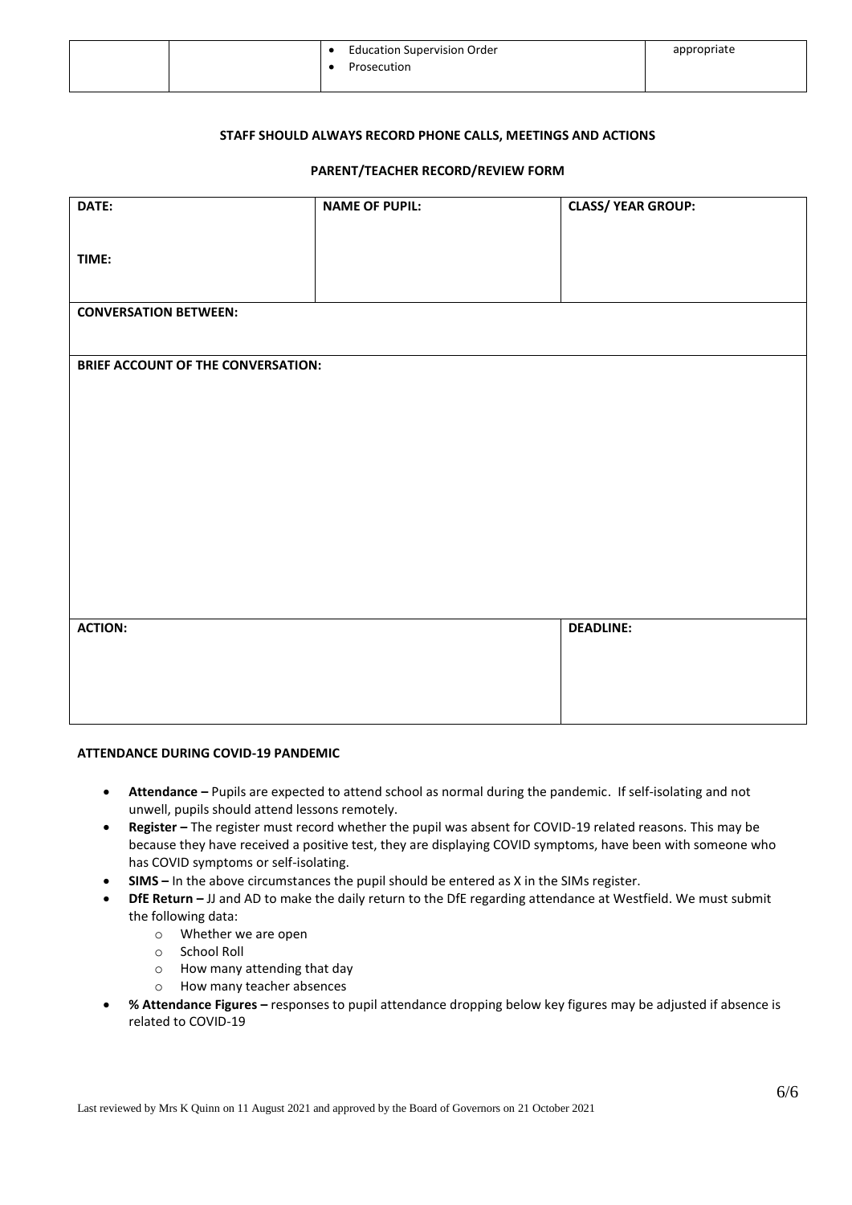| | | | |
|---|---|---|---|
| | | • Education Supervision Order<br>• Prosecution | appropriate |

**STAFF SHOULD ALWAYS RECORD PHONE CALLS, MEETINGS AND ACTIONS**

**PARENT/TEACHER RECORD/REVIEW FORM**

| | | |
|---|---|---|
| **DATE:**<br><br>**TIME:** | **NAME OF PUPIL:** | **CLASS/ YEAR GROUP:** |
| **CONVERSATION BETWEEN:** | | |
| **BRIEF ACCOUNT OF THE CONVERSATION:** | | |
| **ACTION:** | | **DEADLINE:** |

**ATTENDANCE DURING COVID-19 PANDEMIC**

- **Attendance –** Pupils are expected to attend school as normal during the pandemic. If self-isolating and not unwell, pupils should attend lessons remotely.
- **Register –** The register must record whether the pupil was absent for COVID-19 related reasons. This may be because they have received a positive test, they are displaying COVID symptoms, have been with someone who has COVID symptoms or self-isolating.
- **SIMS –** In the above circumstances the pupil should be entered as X in the SIMs register.
- **DfE Return –** JJ and AD to make the daily return to the DfE regarding attendance at Westfield. We must submit the following data:
  - Whether we are open
  - School Roll
  - How many attending that day
  - How many teacher absences
- **% Attendance Figures –** responses to pupil attendance dropping below key figures may be adjusted if absence is related to COVID-19

Last reviewed by Mrs K Quinn on 11 August 2021 and approved by the Board of Governors on 21 October 2021